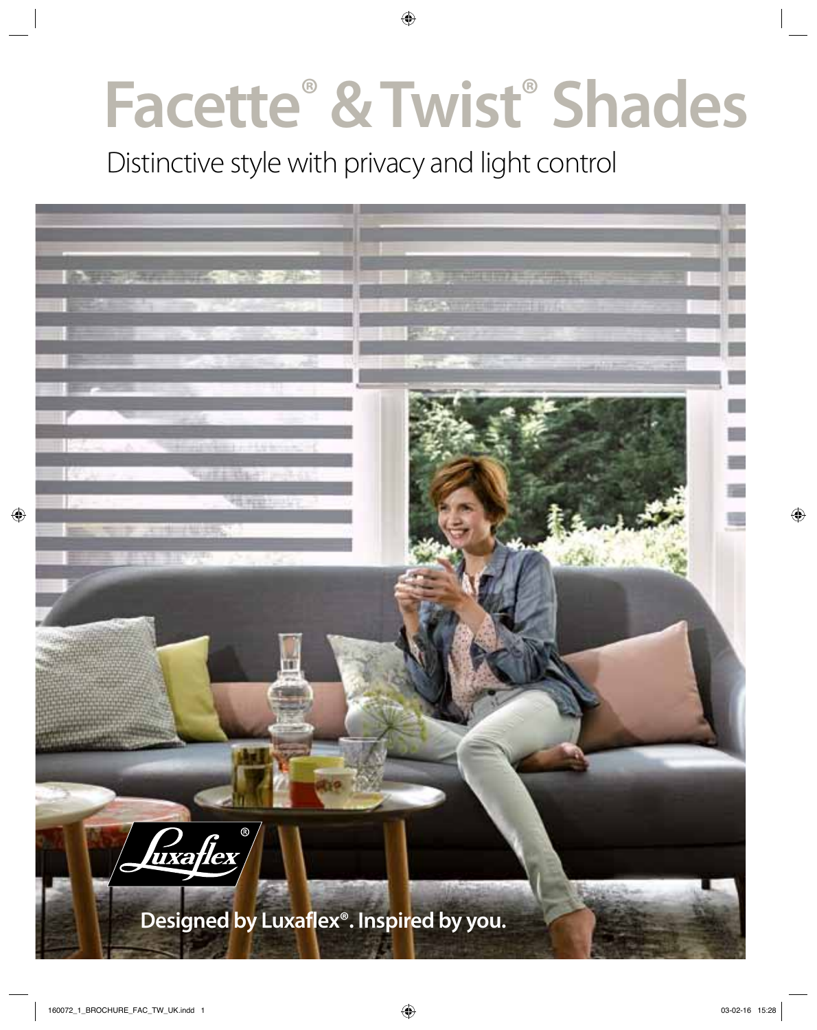# Facette® & Twist® Shades

Distinctive style with privacy and light control

Luxaflex®

**Designed by Luxaflex®. Inspired by you.**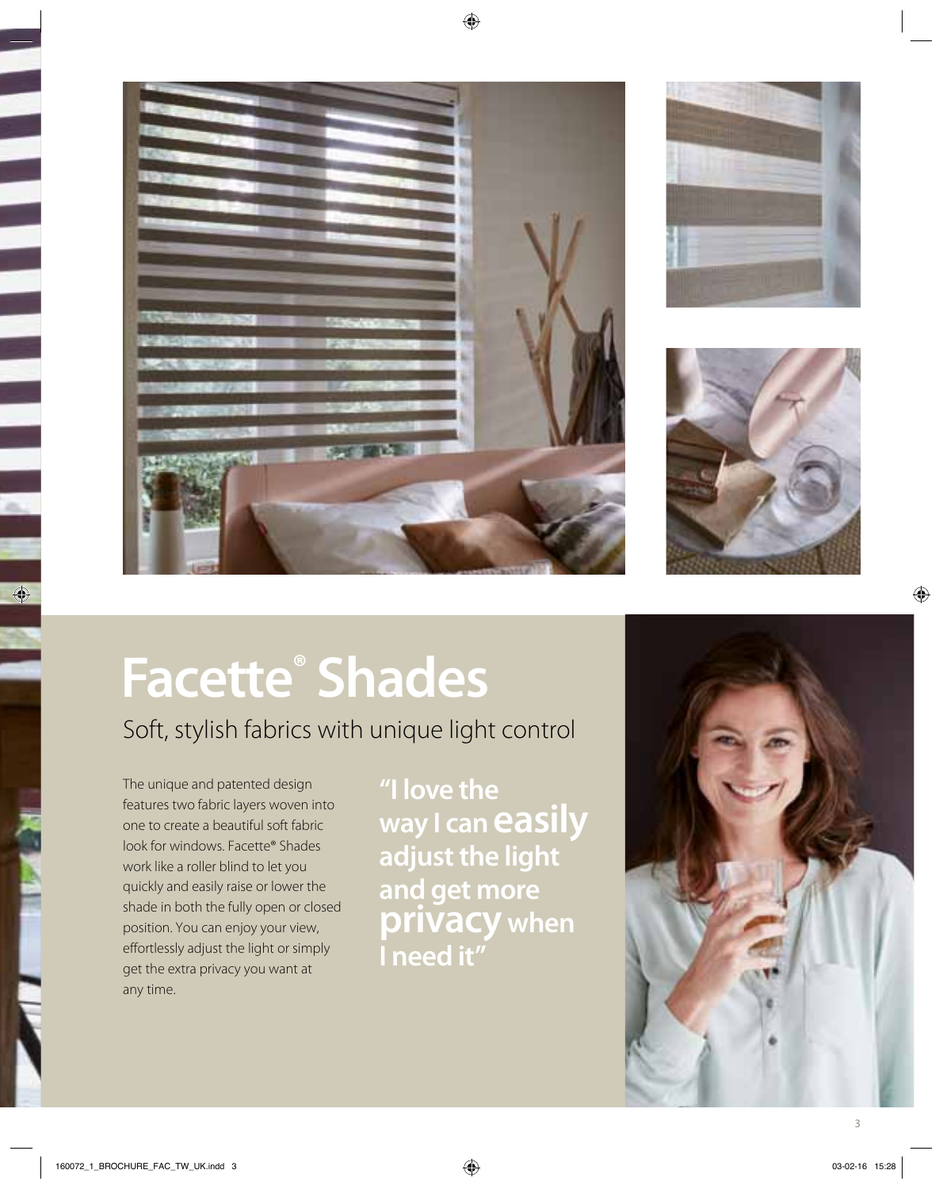# Facette® Shades

## Soft, stylish fabrics with unique light control

The unique and patented design features two fabric layers woven into one to create a beautiful soft fabric look for windows. Facette® Shades work like a roller blind to let you quickly and easily raise or lower the shade in both the fully open or closed position. You can enjoy your view, effortlessly adjust the light or simply get the extra privacy you want at any time.

**"I love the way I can easily adjust the light and get more privacy when I need it"**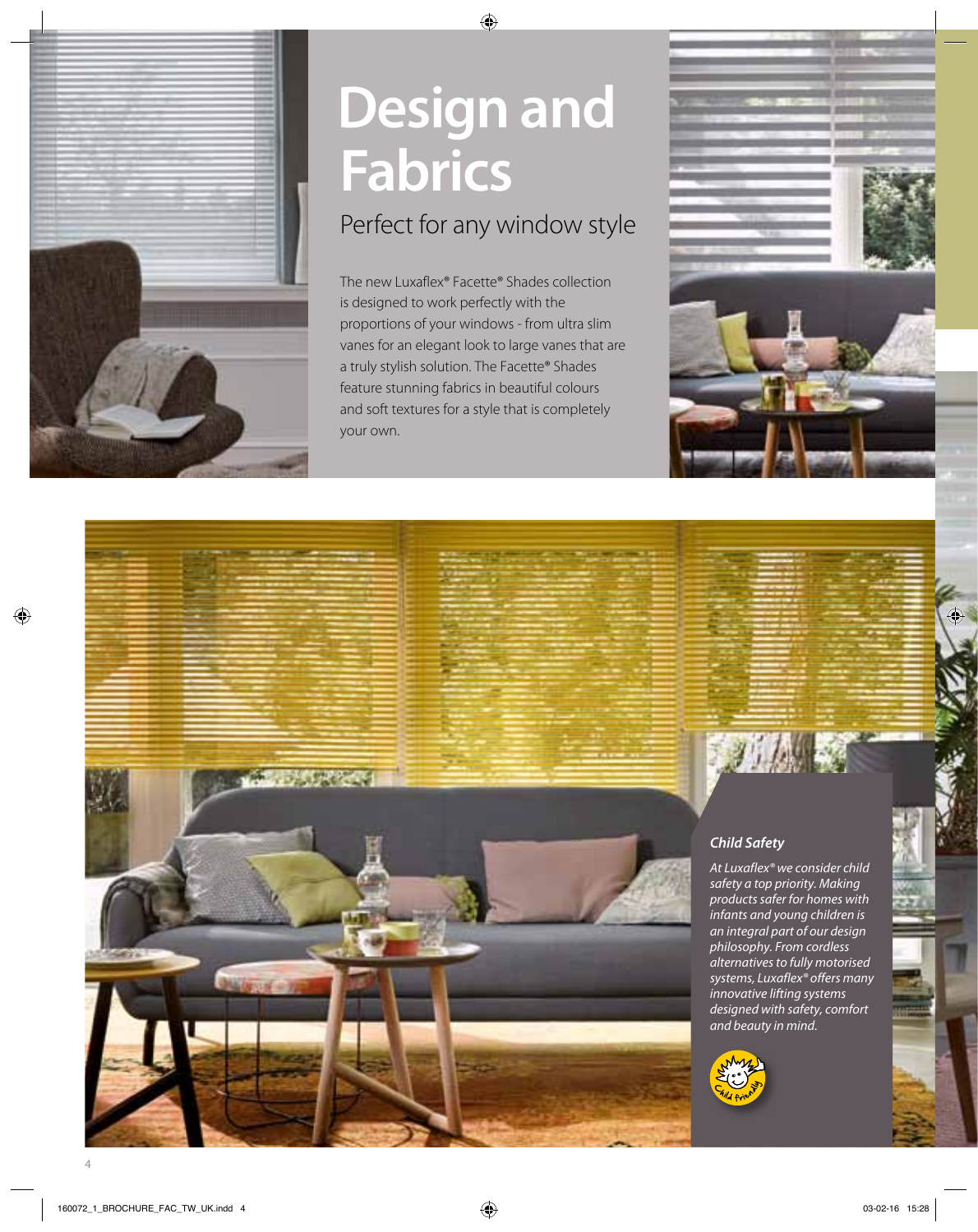# Design and Fabrics

## Perfect for any window style

The new Luxaflex® Facette® Shades collection is designed to work perfectly with the proportions of your windows - from ultra slim vanes for an elegant look to large vanes that are a truly stylish solution. The Facette® Shades feature stunning fabrics in beautiful colours and soft textures for a style that is completely your own.

### *Child Safety*

*At Luxaflex® we consider child safety a top priority. Making products safer for homes with infants and young children is an integral part of our design philosophy. From cordless alternatives to fully motorised systems, Luxaflex® offers many innovative lifting systems designed with safety, comfort and beauty in mind.*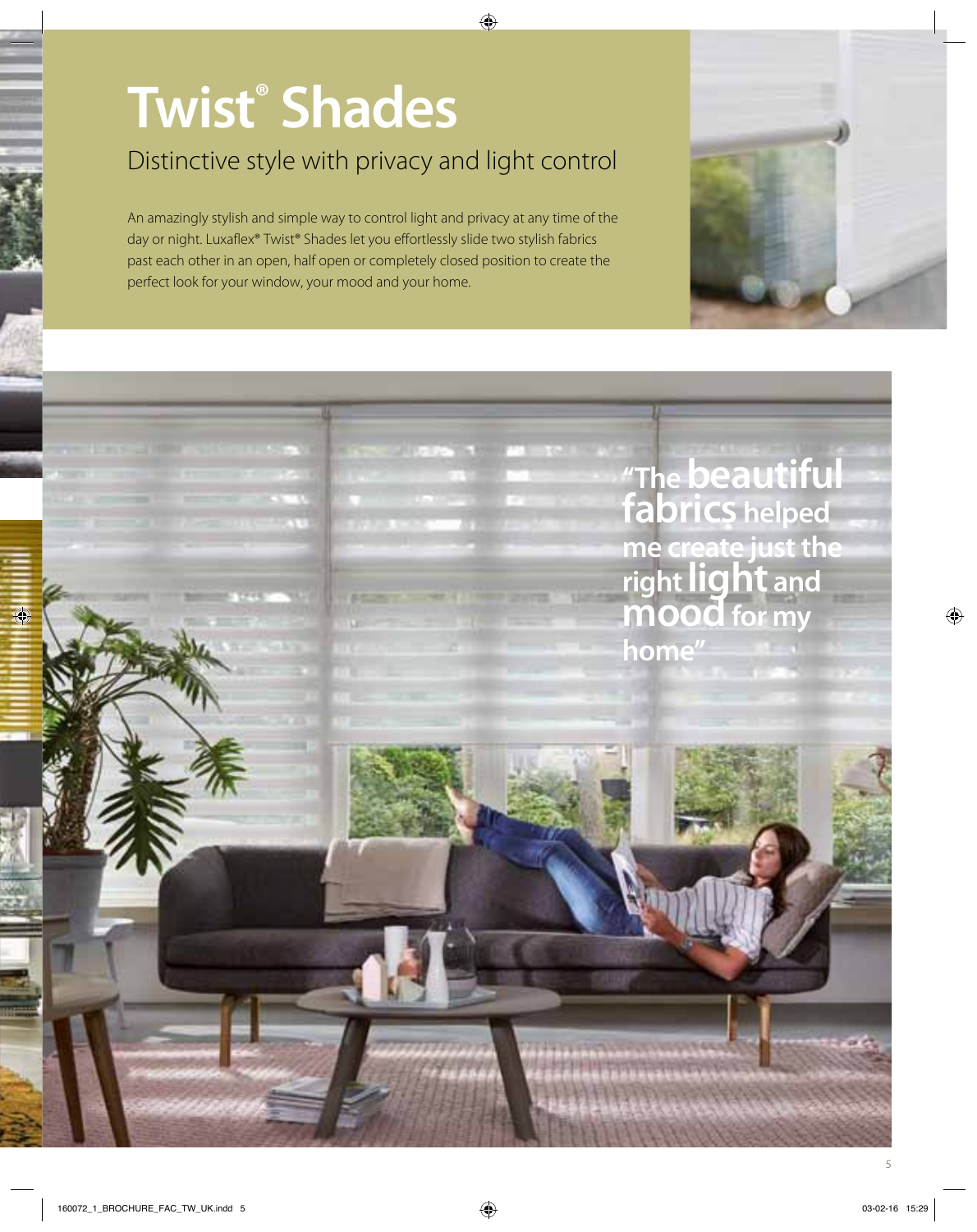# Twist® Shades

## Distinctive style with privacy and light control

An amazingly stylish and simple way to control light and privacy at any time of the day or night. Luxaflex® Twist® Shades let you effortlessly slide two stylish fabrics past each other in an open, half open or completely closed position to create the perfect look for your window, your mood and your home.

**"The beautiful fabrics helped me create just the right light and mood for my home"**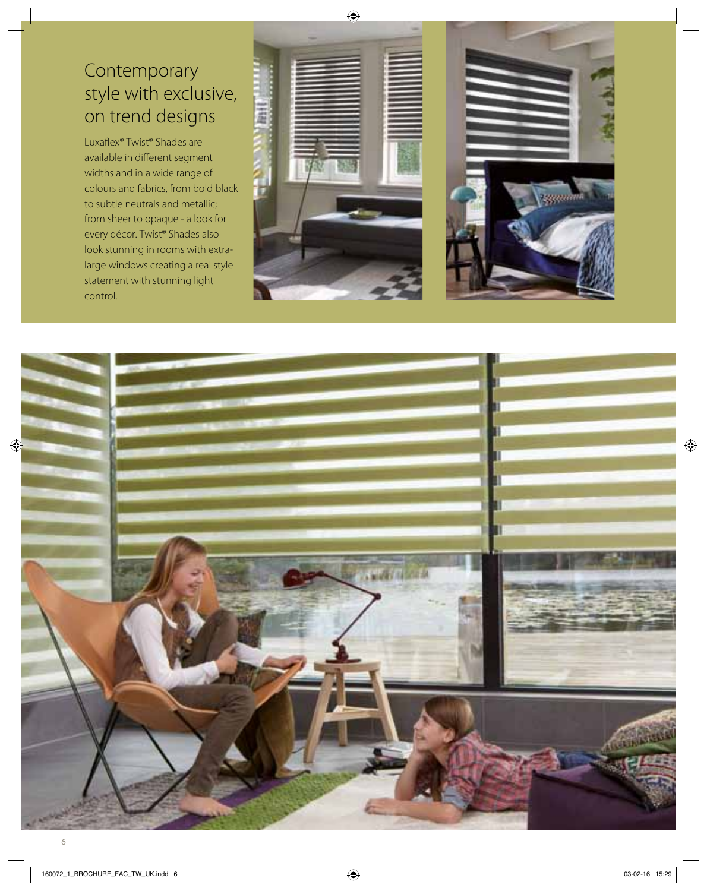# Contemporary style with exclusive, on trend designs

Luxaflex® Twist® Shades are available in different segment widths and in a wide range of colours and fabrics, from bold black to subtle neutrals and metallic; from sheer to opaque - a look for every décor. Twist® Shades also look stunning in rooms with extra-large windows creating a real style statement with stunning light control.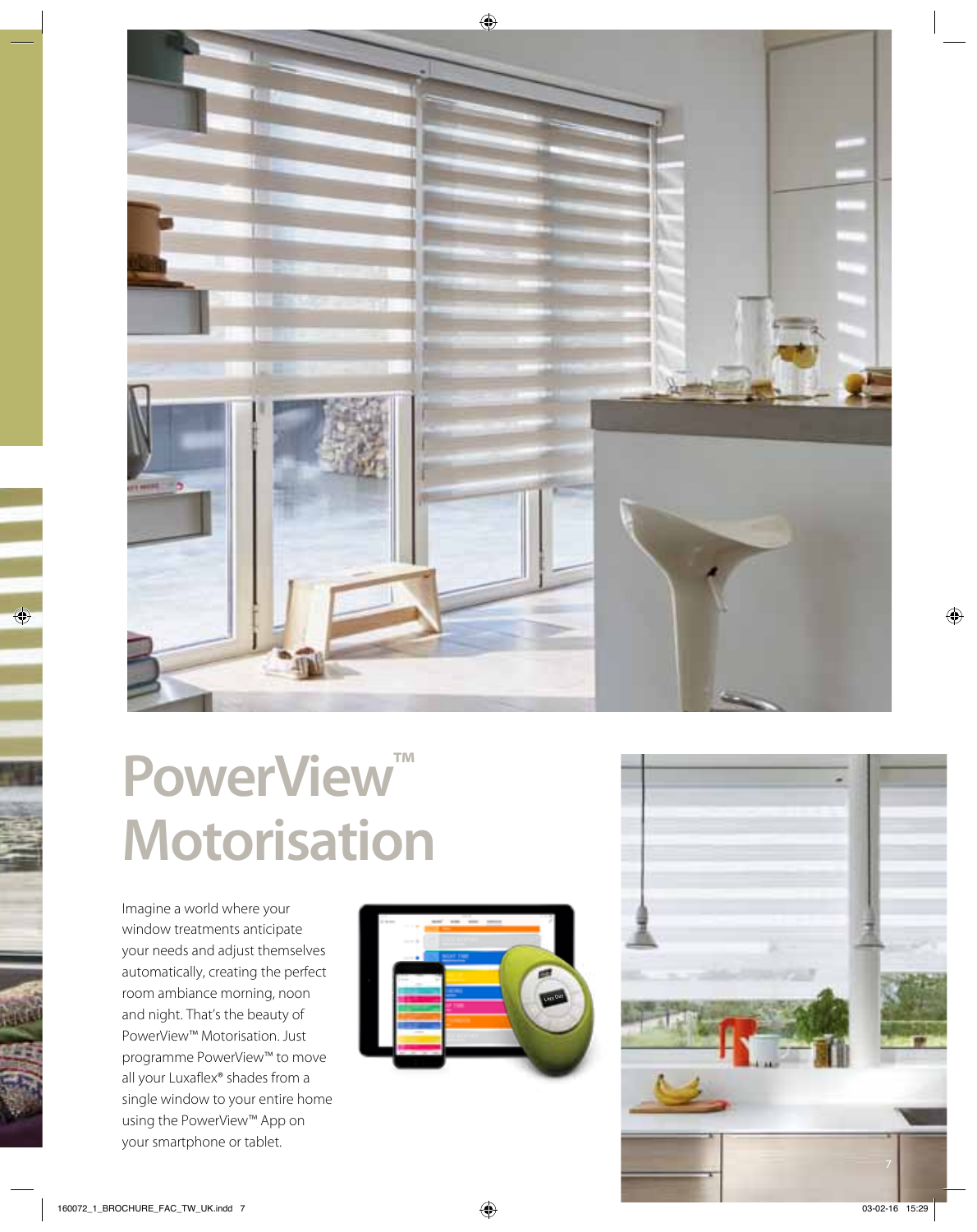# PowerView™ Motorisation

Imagine a world where your window treatments anticipate your needs and adjust themselves automatically, creating the perfect room ambiance morning, noon and night. That's the beauty of PowerView™ Motorisation. Just programme PowerView™ to move all your Luxaflex® shades from a single window to your entire home using the PowerView™ App on your smartphone or tablet.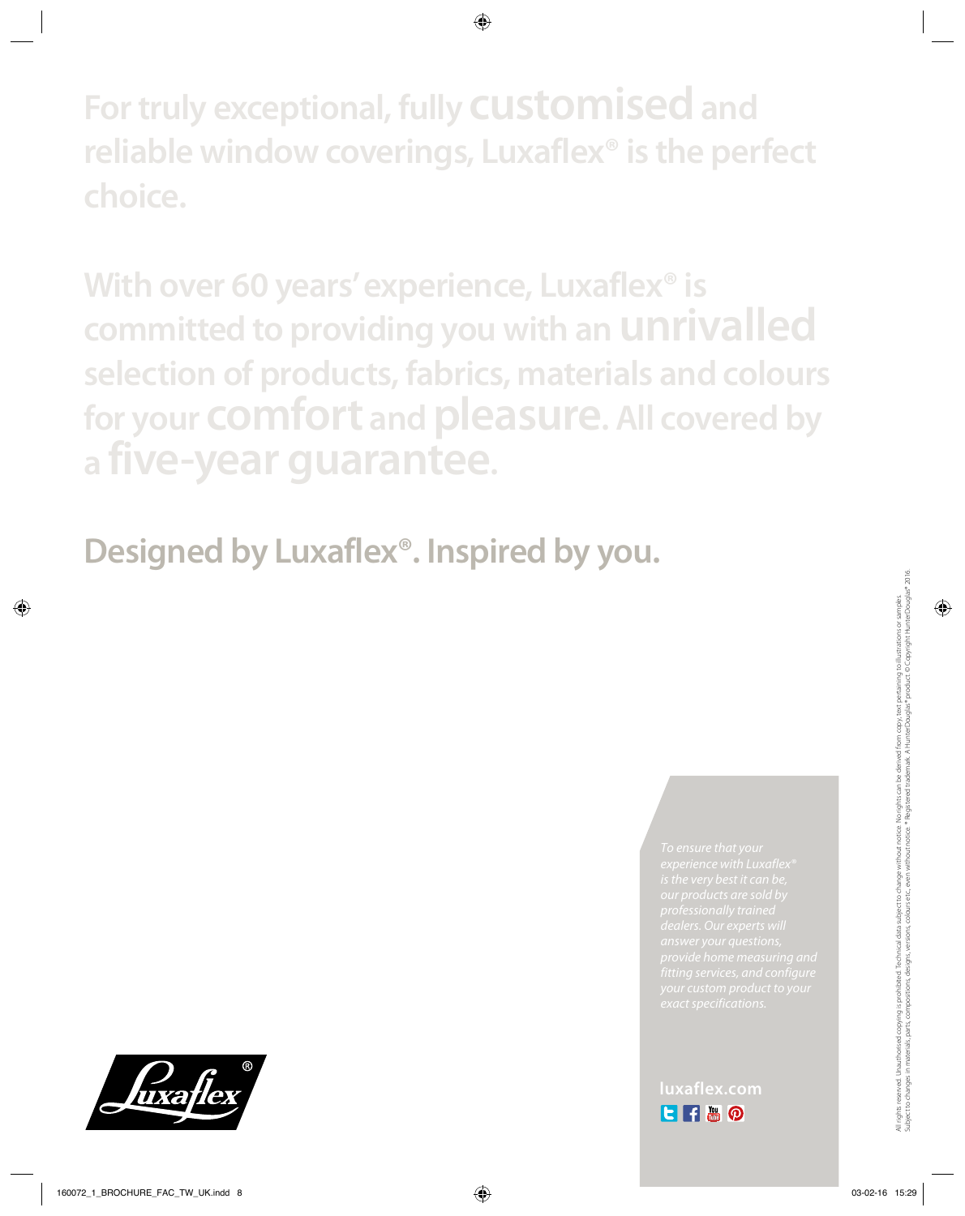For truly exceptional, fully **customised** and reliable window coverings, Luxaflex® is the perfect choice.

With over 60 years' experience, Luxaflex® is committed to providing you with an **unrivalled** selection of products, fabrics, materials and colours for your **comfort** and **pleasure**. All covered by a **five-year guarantee**.

## Designed by Luxaflex®. Inspired by you.

*To ensure that your experience with Luxaflex® is the very best it can be, our products are sold by professionally trained dealers. Our experts will answer your questions, provide home measuring and fitting services, and configure your custom product to your exact specifications.*

**luxaflex.com**

All rights reserved. Unauthorised copying is prohibited. Technical data subject to change without notice. No rights can be derived from copy, text pertaining to illustrations or samples. Subject to changes in materials, parts, compositions, designs, versions, colours etc., even without notice. ® Registered trademark. A HunterDouglas® product © Copyright HunterDouglas® 2016.